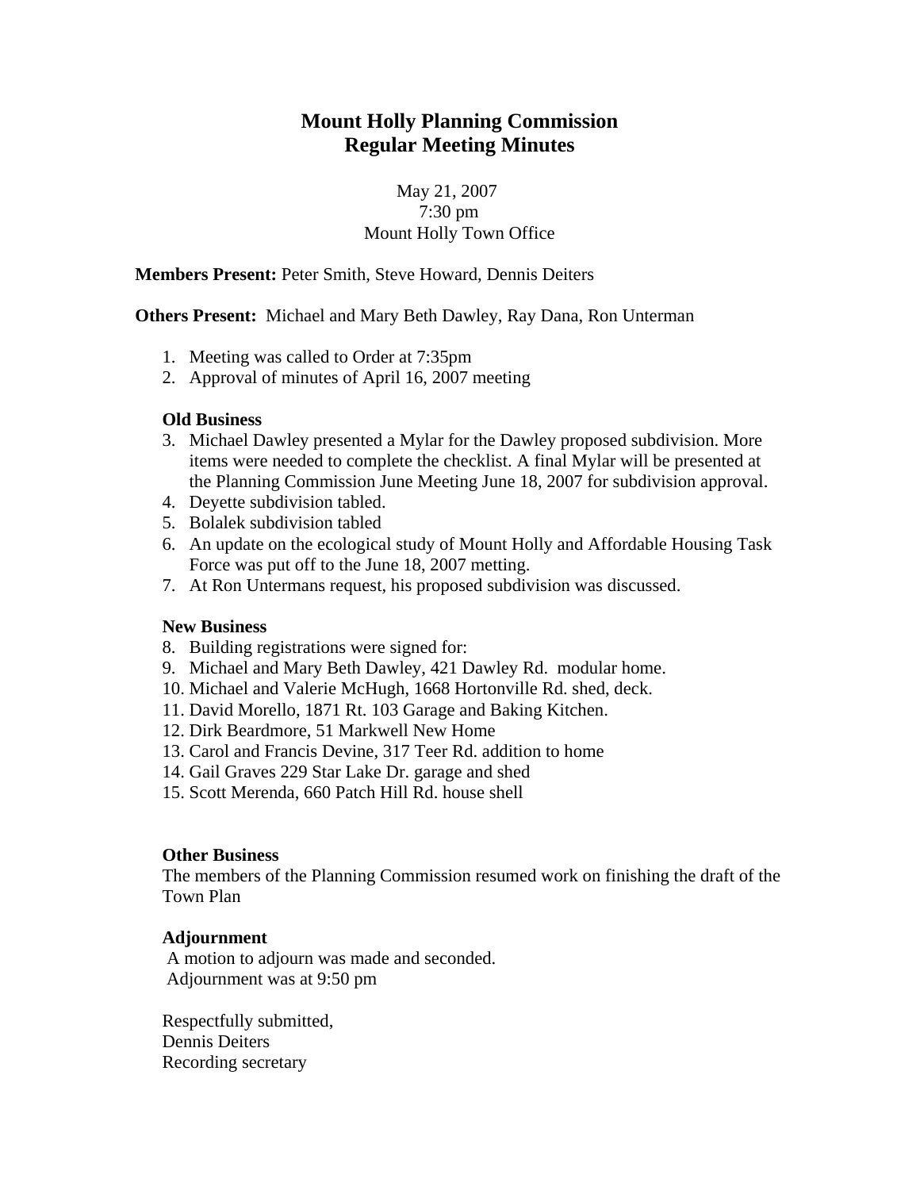# Mount Holly Planning Commission
## Regular Meeting Minutes

May 21, 2007
7:30 pm
Mount Holly Town Office

**Members Present:** Peter Smith, Steve Howard, Dennis Deiters

**Others Present:** Michael and Mary Beth Dawley, Ray Dana, Ron Unterman

1. Meeting was called to Order at 7:35pm
2. Approval of minutes of April 16, 2007 meeting

**Old Business**

3. Michael Dawley presented a Mylar for the Dawley proposed subdivision. More items were needed to complete the checklist. A final Mylar will be presented at the Planning Commission June Meeting June 18, 2007 for subdivision approval.
4. Deyette subdivision tabled.
5. Bolalek subdivision tabled
6. An update on the ecological study of Mount Holly and Affordable Housing Task Force was put off to the June 18, 2007 metting.
7. At Ron Untermans request, his proposed subdivision was discussed.

**New Business**

8. Building registrations were signed for:
9. Michael and Mary Beth Dawley, 421 Dawley Rd. modular home.
10. Michael and Valerie McHugh, 1668 Hortonville Rd. shed, deck.
11. David Morello, 1871 Rt. 103 Garage and Baking Kitchen.
12. Dirk Beardmore, 51 Markwell New Home
13. Carol and Francis Devine, 317 Teer Rd. addition to home
14. Gail Graves 229 Star Lake Dr. garage and shed
15. Scott Merenda, 660 Patch Hill Rd. house shell

**Other Business**

The members of the Planning Commission resumed work on finishing the draft of the Town Plan

**Adjournment**

A motion to adjourn was made and seconded.
Adjournment was at 9:50 pm

Respectfully submitted,
Dennis Deiters
Recording secretary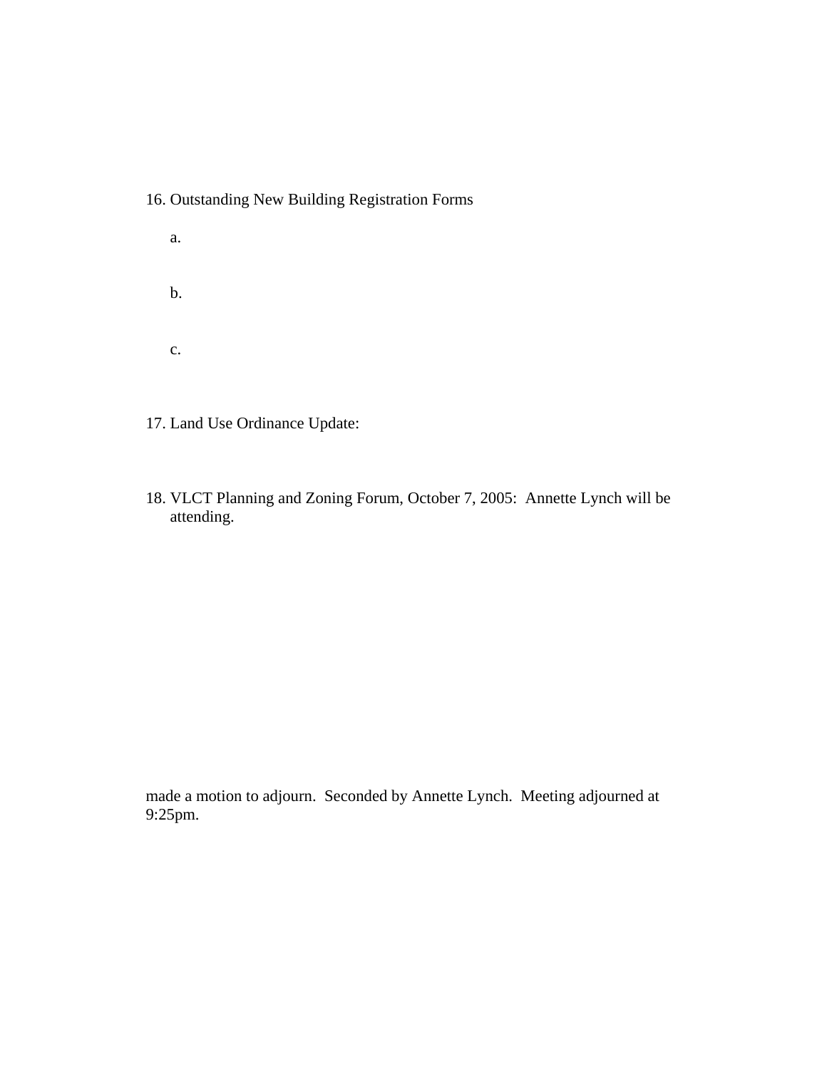16. Outstanding New Building Registration Forms

    a.

    b.

    c.

17. Land Use Ordinance Update:

18. VLCT Planning and Zoning Forum, October 7, 2005: Annette Lynch will be attending.

made a motion to adjourn. Seconded by Annette Lynch. Meeting adjourned at 9:25pm.